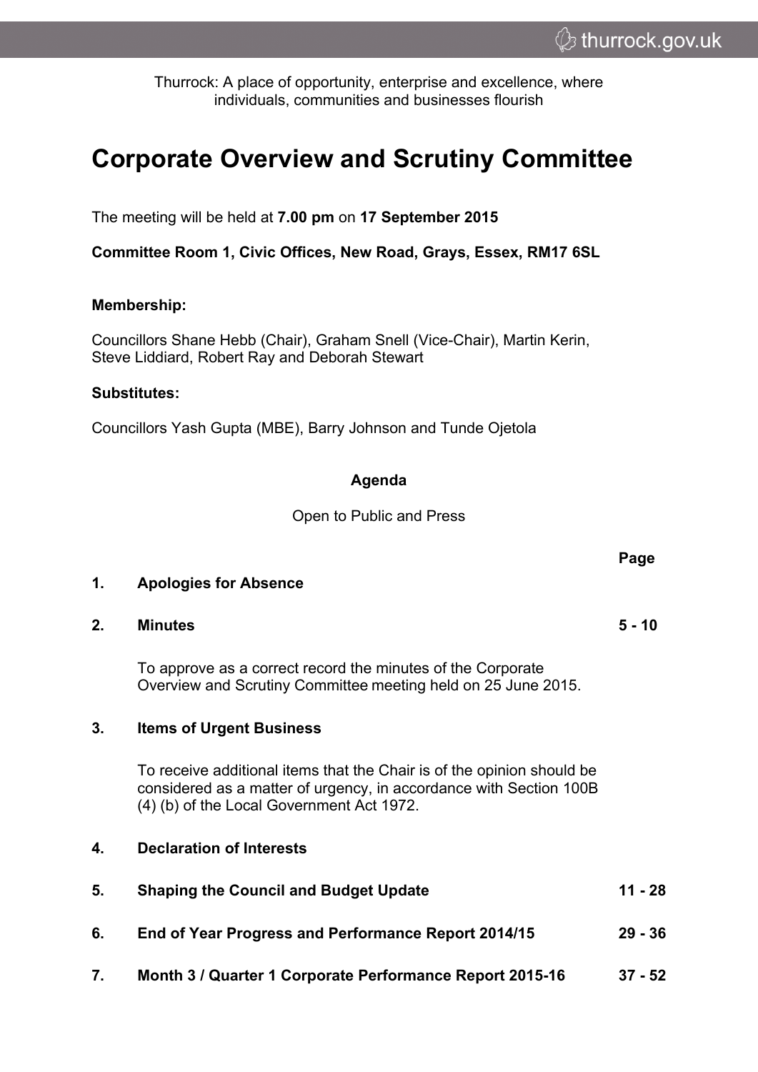Thurrock: A place of opportunity, enterprise and excellence, where individuals, communities and businesses flourish

# Corporate Overview and Scrutiny Committee

The meeting will be held at **7.00 pm** on **17 September 2015**

**Committee Room 1, Civic Offices, New Road, Grays, Essex, RM17 6SL**

**Membership:**

Councillors Shane Hebb (Chair), Graham Snell (Vice-Chair), Martin Kerin, Steve Liddiard, Robert Ray and Deborah Stewart

**Substitutes:**

Councillors Yash Gupta (MBE), Barry Johnson and Tunde Ojetola

**Agenda**

Open to Public and Press

| | | Page |
|---|---|---|
| **1.** | **Apologies for Absence** | |
| **2.** | **Minutes**<br><br>To approve as a correct record the minutes of the Corporate Overview and Scrutiny Committee meeting held on 25 June 2015. | **5 - 10** |
| **3.** | **Items of Urgent Business**<br><br>To receive additional items that the Chair is of the opinion should be considered as a matter of urgency, in accordance with Section 100B (4) (b) of the Local Government Act 1972. | |
| **4.** | **Declaration of Interests** | |
| **5.** | **Shaping the Council and Budget Update** | **11 - 28** |
| **6.** | **End of Year Progress and Performance Report 2014/15** | **29 - 36** |
| **7.** | **Month 3 / Quarter 1 Corporate Performance Report 2015-16** | **37 - 52** |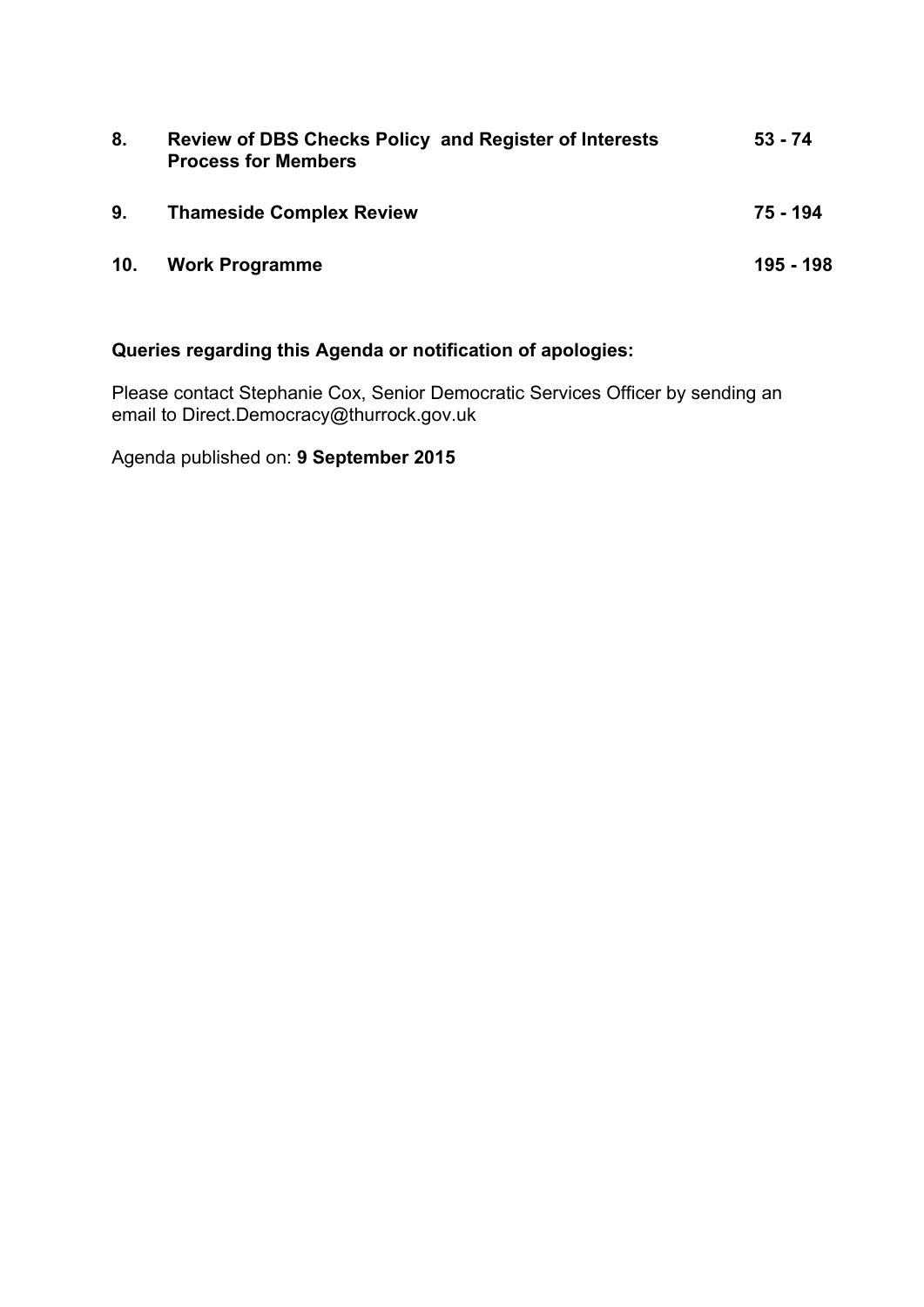| | | |
|---|---|---|
| **8.** | **Review of DBS Checks Policy and Register of Interests Process for Members** | **53 - 74** |
| **9.** | **Thameside Complex Review** | **75 - 194** |
| **10.** | **Work Programme** | **195 - 198** |

**Queries regarding this Agenda or notification of apologies:**

Please contact Stephanie Cox, Senior Democratic Services Officer by sending an email to Direct.Democracy@thurrock.gov.uk

Agenda published on: **9 September 2015**